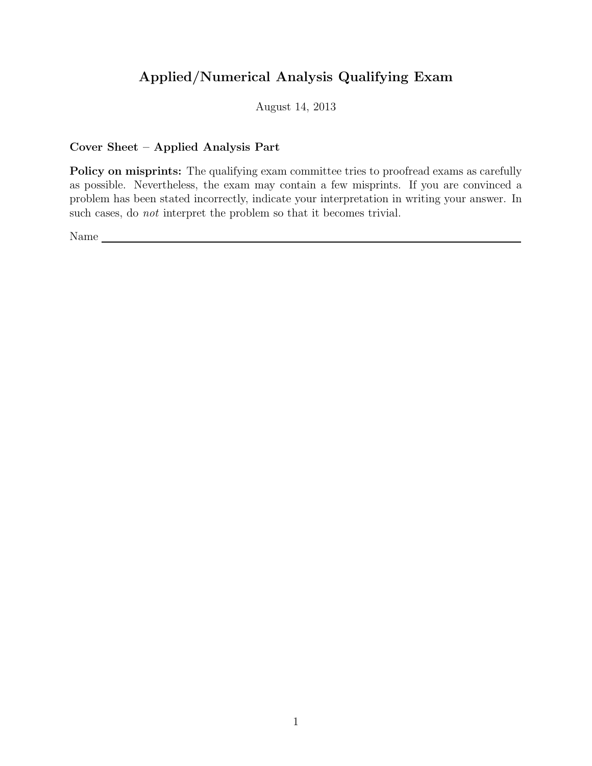# Applied/Numerical Analysis Qualifying Exam

August 14, 2013

**Cover Sheet – Applied Analysis Part**

**Policy on misprints:** The qualifying exam committee tries to proofread exams as carefully as possible. Nevertheless, the exam may contain a few misprints. If you are convinced a problem has been stated incorrectly, indicate your interpretation in writing your answer. In such cases, do *not* interpret the problem so that it becomes trivial.

Name \_\_\_\_\_\_\_\_\_\_\_\_\_\_\_\_\_\_\_\_\_\_\_\_\_\_\_\_\_\_\_\_\_\_\_\_\_\_\_\_\_\_\_\_\_\_\_\_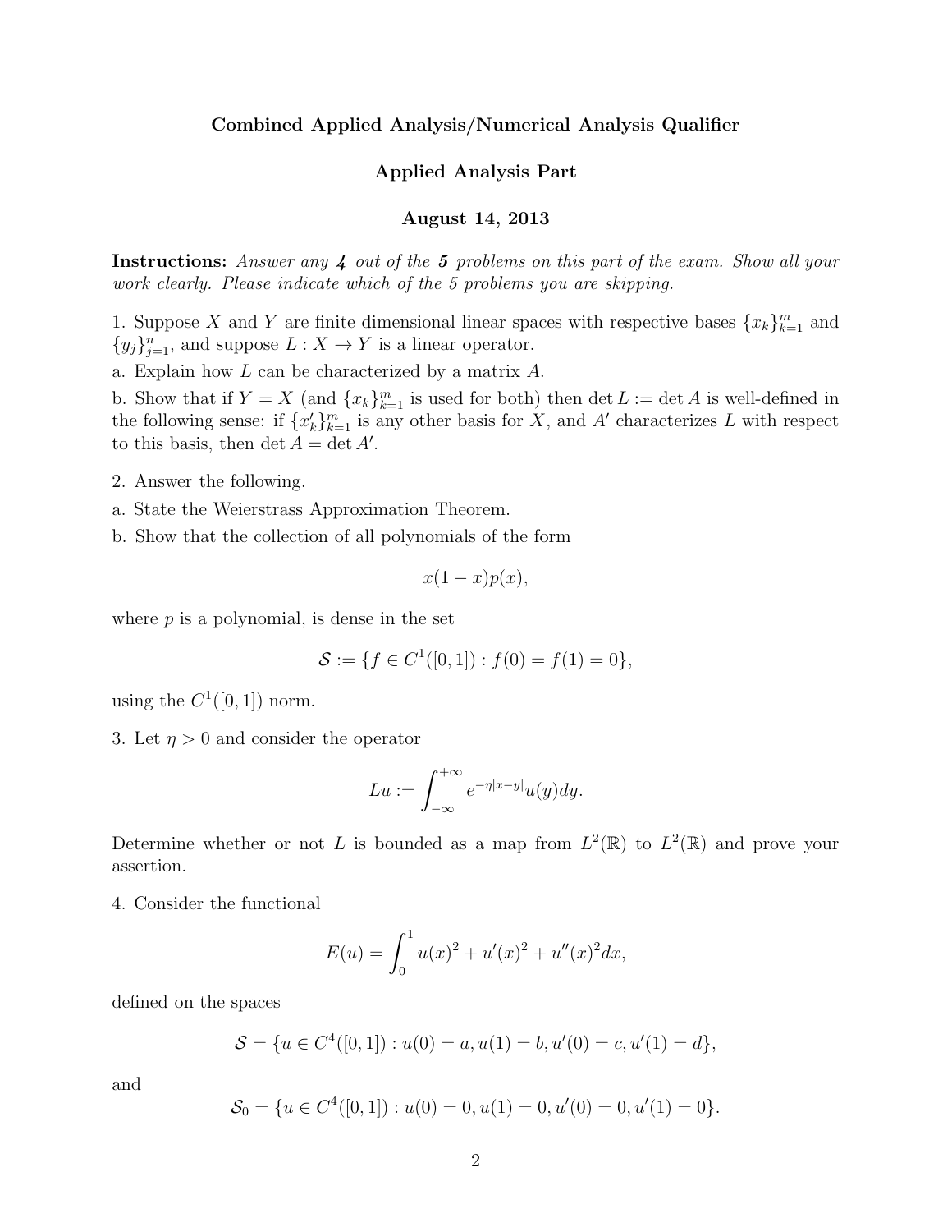**Combined Applied Analysis/Numerical Analysis Qualifier**

**Applied Analysis Part**

**August 14, 2013**

**Instructions:** *Answer any 4 out of the 5 problems on this part of the exam. Show all your work clearly. Please indicate which of the 5 problems you are skipping.*

1. Suppose $X$ and $Y$ are finite dimensional linear spaces with respective bases $\{x_k\}_{k=1}^m$ and $\{y_j\}_{j=1}^n$, and suppose $L : X \to Y$ is a linear operator.

a. Explain how $L$ can be characterized by a matrix $A$.

b. Show that if $Y = X$ (and $\{x_k\}_{k=1}^m$ is used for both) then $\det L := \det A$ is well-defined in the following sense: if $\{x'_k\}_{k=1}^m$ is any other basis for $X$, and $A'$ characterizes $L$ with respect to this basis, then $\det A = \det A'$.

2. Answer the following.

a. State the Weierstrass Approximation Theorem.

b. Show that the collection of all polynomials of the form

$$x(1-x)p(x),$$

where $p$ is a polynomial, is dense in the set

$$\mathcal{S} := \{f \in C^1([0,1]) : f(0) = f(1) = 0\},$$

using the $C^1([0,1])$ norm.

3. Let $\eta > 0$ and consider the operator

$$Lu := \int_{-\infty}^{+\infty} e^{-\eta|x-y|}u(y)dy.$$

Determine whether or not $L$ is bounded as a map from $L^2(\mathbb{R})$ to $L^2(\mathbb{R})$ and prove your assertion.

4. Consider the functional

$$E(u) = \int_0^1 u(x)^2 + u'(x)^2 + u''(x)^2 dx,$$

defined on the spaces

$$\mathcal{S} = \{u \in C^4([0,1]) : u(0) = a, u(1) = b, u'(0) = c, u'(1) = d\},$$

and

$$\mathcal{S}_0 = \{u \in C^4([0,1]) : u(0) = 0, u(1) = 0, u'(0) = 0, u'(1) = 0\}.$$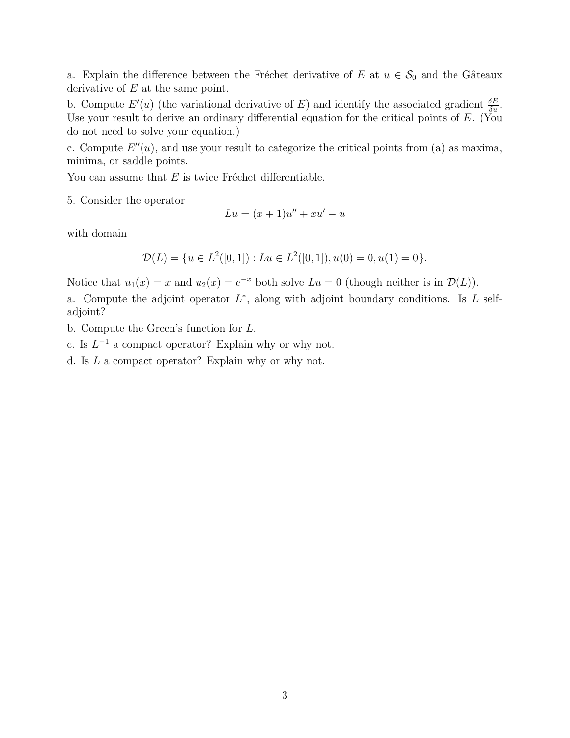a. Explain the difference between the Fréchet derivative of $E$ at $u \in \mathcal{S}_0$ and the Gâteaux derivative of $E$ at the same point.

b. Compute $E'(u)$ (the variational derivative of $E$) and identify the associated gradient $\frac{\delta E}{\delta u}$. Use your result to derive an ordinary differential equation for the critical points of $E$. (You do not need to solve your equation.)

c. Compute $E''(u)$, and use your result to categorize the critical points from (a) as maxima, minima, or saddle points.

You can assume that $E$ is twice Fréchet differentiable.

5. Consider the operator

$$Lu = (x+1)u'' + xu' - u$$

with domain

$$\mathcal{D}(L) = \{u \in L^2([0,1]) : Lu \in L^2([0,1]), u(0) = 0, u(1) = 0\}.$$

Notice that $u_1(x) = x$ and $u_2(x) = e^{-x}$ both solve $Lu = 0$ (though neither is in $\mathcal{D}(L)$).

a. Compute the adjoint operator $L^*$, along with adjoint boundary conditions. Is $L$ self-adjoint?

b. Compute the Green's function for $L$.

c. Is $L^{-1}$ a compact operator? Explain why or why not.

d. Is $L$ a compact operator? Explain why or why not.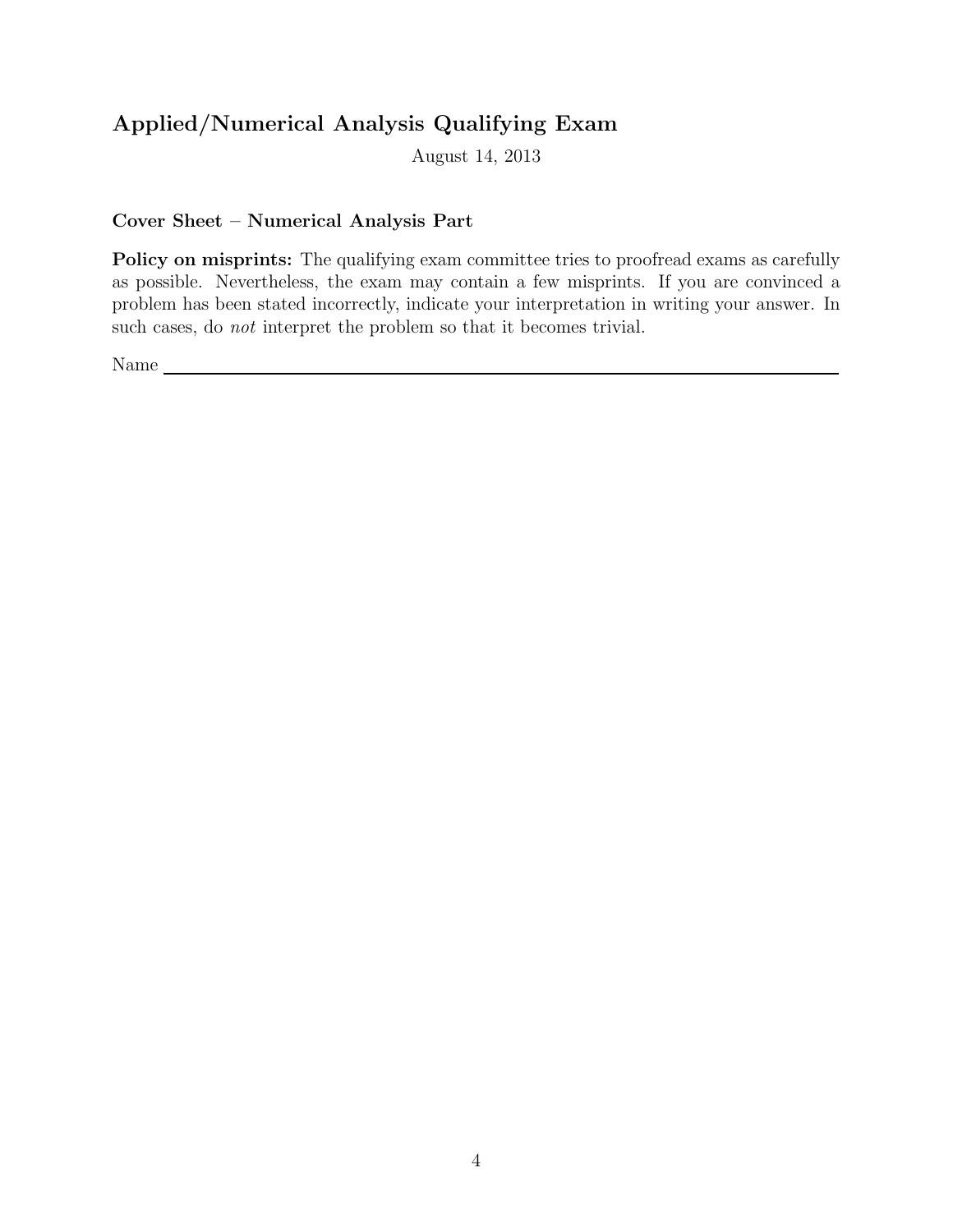## Applied/Numerical Analysis Qualifying Exam

August 14, 2013

**Cover Sheet – Numerical Analysis Part**

**Policy on misprints:** The qualifying exam committee tries to proofread exams as carefully as possible. Nevertheless, the exam may contain a few misprints. If you are convinced a problem has been stated incorrectly, indicate your interpretation in writing your answer. In such cases, do *not* interpret the problem so that it becomes trivial.

Name ______________________________________________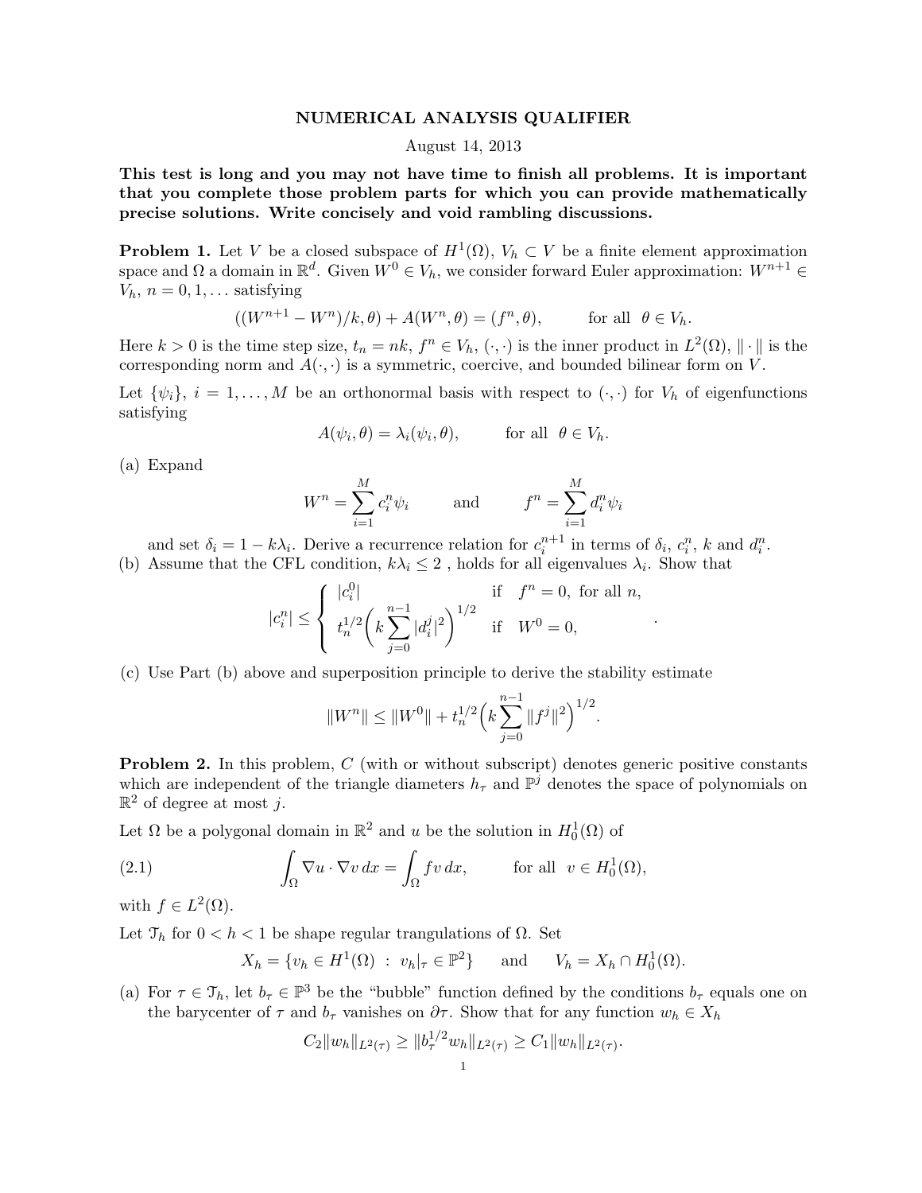# NUMERICAL ANALYSIS QUALIFIER

August 14, 2013

**This test is long and you may not have time to finish all problems. It is important that you complete those problem parts for which you can provide mathematically precise solutions. Write concisely and void rambling discussions.**

**Problem 1.** Let $V$ be a closed subspace of $H^1(\Omega)$, $V_h \subset V$ be a finite element approximation space and $\Omega$ a domain in $\mathbb{R}^d$. Given $W^0 \in V_h$, we consider forward Euler approximation: $W^{n+1} \in V_h$, $n = 0, 1, \ldots$ satisfying

$$((W^{n+1} - W^n)/k, \theta) + A(W^n, \theta) = (f^n, \theta), \qquad \text{for all } \ \theta \in V_h.$$

Here $k > 0$ is the time step size, $t_n = nk$, $f^n \in V_h$, $(\cdot, \cdot)$ is the inner product in $L^2(\Omega)$, $\|\cdot\|$ is the corresponding norm and $A(\cdot, \cdot)$ is a symmetric, coercive, and bounded bilinear form on $V$.

Let $\{\psi_i\}$, $i = 1, \ldots, M$ be an orthonormal basis with respect to $(\cdot, \cdot)$ for $V_h$ of eigenfunctions satisfying

$$A(\psi_i, \theta) = \lambda_i(\psi_i, \theta), \qquad \text{for all } \ \theta \in V_h.$$

(a) Expand

$$W^n = \sum_{i=1}^{M} c_i^n \psi_i \qquad \text{and} \qquad f^n = \sum_{i=1}^{M} d_i^n \psi_i$$

and set $\delta_i = 1 - k\lambda_i$. Derive a recurrence relation for $c_i^{n+1}$ in terms of $\delta_i$, $c_i^n$, $k$ and $d_i^n$.

(b) Assume that the CFL condition, $k\lambda_i \leq 2$ , holds for all eigenvalues $\lambda_i$. Show that

$$|c_i^n| \leq \begin{cases} |c_i^0| & \text{if } \quad f^n = 0, \text{ for all } n, \\ t_n^{1/2}\Big(k \displaystyle\sum_{j=0}^{n-1} |d_i^j|^2\Big)^{1/2} & \text{if } \quad W^0 = 0, \end{cases}.$$

(c) Use Part (b) above and superposition principle to derive the stability estimate

$$\|W^n\| \leq \|W^0\| + t_n^{1/2}\Big(k \sum_{j=0}^{n-1} \|f^j\|^2\Big)^{1/2}.$$

**Problem 2.** In this problem, $C$ (with or without subscript) denotes generic positive constants which are independent of the triangle diameters $h_\tau$ and $\mathbb{P}^j$ denotes the space of polynomials on $\mathbb{R}^2$ of degree at most $j$.

Let $\Omega$ be a polygonal domain in $\mathbb{R}^2$ and $u$ be the solution in $H_0^1(\Omega)$ of

$$\int_\Omega \nabla u \cdot \nabla v \, dx = \int_\Omega f v \, dx, \qquad \text{for all } \ v \in H_0^1(\Omega), \tag{2.1}$$

with $f \in L^2(\Omega)$.

Let $\mathcal{T}_h$ for $0 < h < 1$ be shape regular trangulations of $\Omega$. Set

$$X_h = \{v_h \in H^1(\Omega) \ : \ v_h|_\tau \in \mathbb{P}^2\} \qquad \text{and} \qquad V_h = X_h \cap H_0^1(\Omega).$$

(a) For $\tau \in \mathcal{T}_h$, let $b_\tau \in \mathbb{P}^3$ be the "bubble" function defined by the conditions $b_\tau$ equals one on the barycenter of $\tau$ and $b_\tau$ vanishes on $\partial\tau$. Show that for any function $w_h \in X_h$

$$C_2\|w_h\|_{L^2(\tau)} \geq \|b_\tau^{1/2} w_h\|_{L^2(\tau)} \geq C_1\|w_h\|_{L^2(\tau)}.$$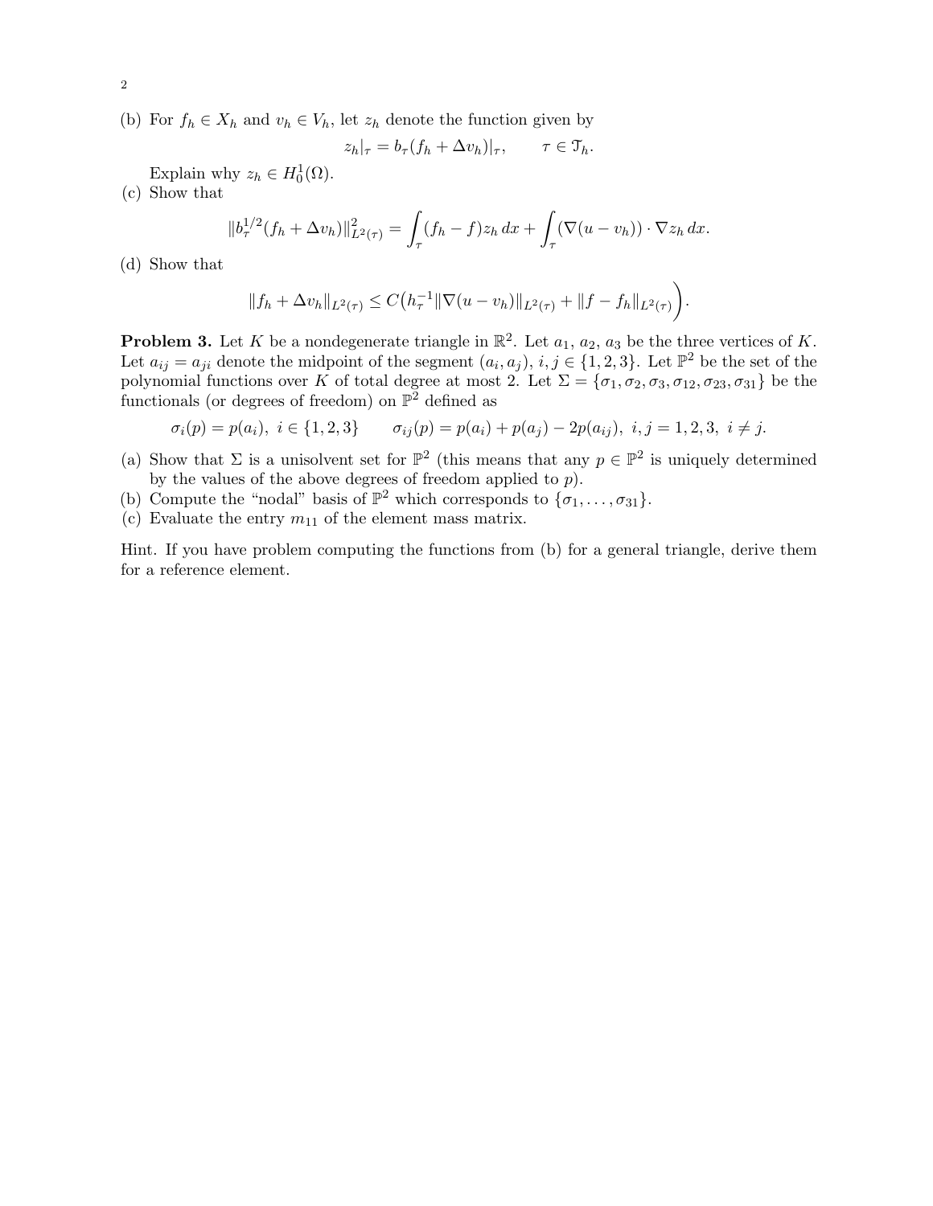(b) For $f_h \in X_h$ and $v_h \in V_h$, let $z_h$ denote the function given by

$$z_h|_\tau = b_\tau(f_h + \Delta v_h)|_\tau, \qquad \tau \in \mathcal{T}_h.$$

Explain why $z_h \in H_0^1(\Omega)$.

(c) Show that

$$\|b_\tau^{1/2}(f_h + \Delta v_h)\|^2_{L^2(\tau)} = \int_\tau (f_h - f) z_h \, dx + \int_\tau (\nabla(u - v_h)) \cdot \nabla z_h \, dx.$$

(d) Show that

$$\|f_h + \Delta v_h\|_{L^2(\tau)} \leq C\big(h_\tau^{-1} \|\nabla(u - v_h)\|_{L^2(\tau)} + \|f - f_h\|_{L^2(\tau)}\Big).$$

**Problem 3.** Let $K$ be a nondegenerate triangle in $\mathbb{R}^2$. Let $a_1$, $a_2$, $a_3$ be the three vertices of $K$. Let $a_{ij} = a_{ji}$ denote the midpoint of the segment $(a_i, a_j)$, $i, j \in \{1, 2, 3\}$. Let $\mathbb{P}^2$ be the set of the polynomial functions over $K$ of total degree at most 2. Let $\Sigma = \{\sigma_1, \sigma_2, \sigma_3, \sigma_{12}, \sigma_{23}, \sigma_{31}\}$ be the functionals (or degrees of freedom) on $\mathbb{P}^2$ defined as

$$\sigma_i(p) = p(a_i), \ i \in \{1, 2, 3\} \qquad \sigma_{ij}(p) = p(a_i) + p(a_j) - 2p(a_{ij}), \ i, j = 1, 2, 3, \ i \neq j.$$

(a) Show that $\Sigma$ is a unisolvent set for $\mathbb{P}^2$ (this means that any $p \in \mathbb{P}^2$ is uniquely determined by the values of the above degrees of freedom applied to $p$).
(b) Compute the "nodal" basis of $\mathbb{P}^2$ which corresponds to $\{\sigma_1, \ldots, \sigma_{31}\}$.
(c) Evaluate the entry $m_{11}$ of the element mass matrix.

Hint. If you have problem computing the functions from (b) for a general triangle, derive them for a reference element.